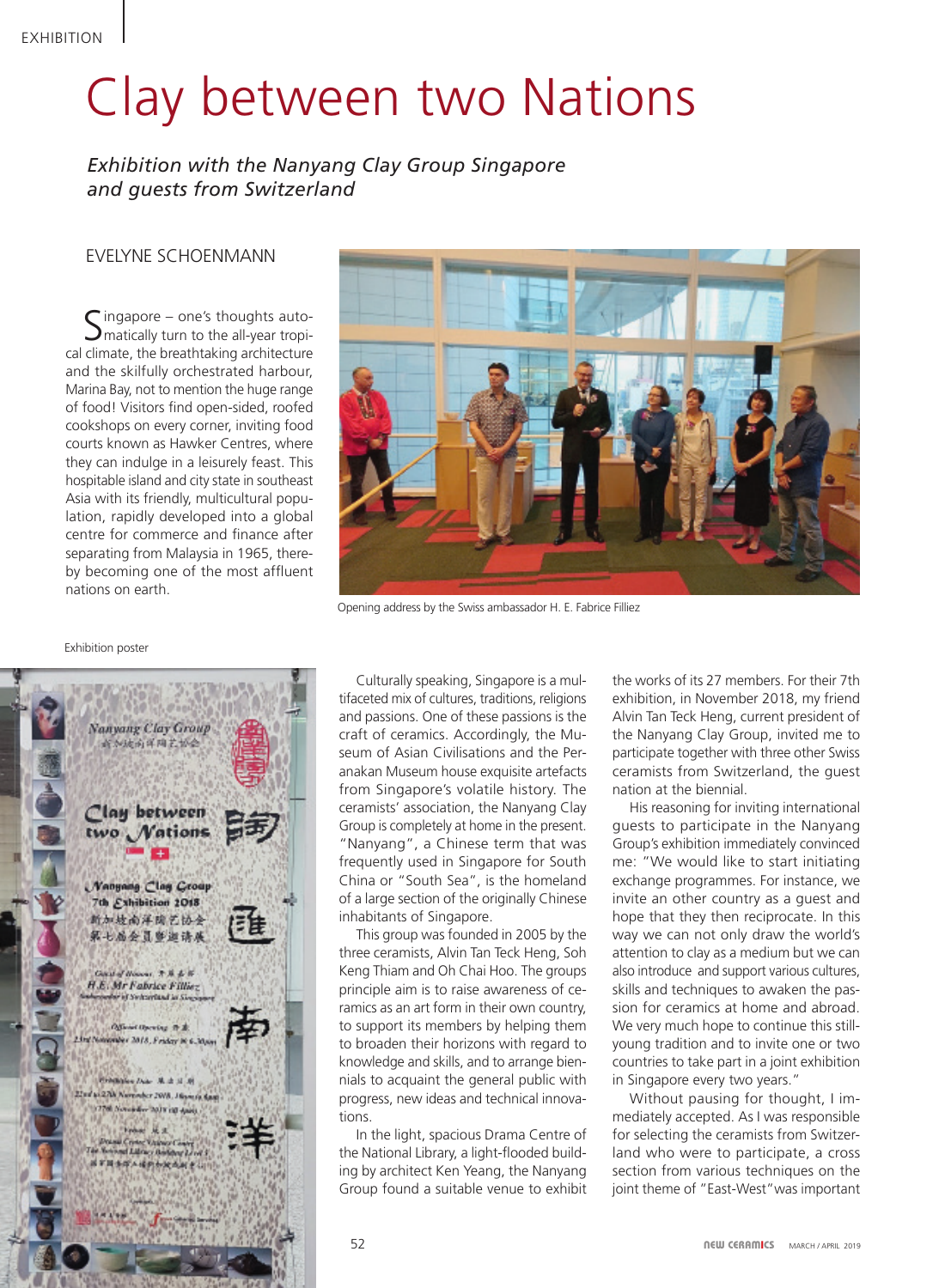# Clay between two Nations

*Exhibition with the Nanyang Clay Group Singapore and guests from Switzerland*

EVELYNE SCHOENMANN

Singapore – one's thoughts automatically turn to the all-year tropical climate, the breathtaking architecture and the skilfully orchestrated harbour, Marina Bay, not to mention the huge range of food! Visitors find open-sided, roofed cookshops on every corner, inviting food courts known as Hawker Centres, where they can indulge in a leisurely feast. This hospitable island and city state in southeast Asia with its friendly, multicultural population, rapidly developed into a global centre for commerce and finance after separating from Malaysia in 1965, thereby becoming one of the most affluent nations on earth.

Opening address by the Swiss ambassador H. E. Fabrice Filliez

Exhibition poster

Culturally speaking, Singapore is a multifaceted mix of cultures, traditions, religions and passions. One of these passions is the craft of ceramics. Accordingly, the Museum of Asian Civilisations and the Peranakan Museum house exquisite artefacts from Singapore's volatile history. The ceramists' association, the Nanyang Clay Group is completely at home in the present. "Nanyang", a Chinese term that was frequently used in Singapore for South China or "South Sea", is the homeland of a large section of the originally Chinese inhabitants of Singapore.

This group was founded in 2005 by the three ceramists, Alvin Tan Teck Heng, Soh Keng Thiam and Oh Chai Hoo. The groups principle aim is to raise awareness of ceramics as an art form in their own country, to support its members by helping them to broaden their horizons with regard to knowledge and skills, and to arrange biennials to acquaint the general public with progress, new ideas and technical innovations.

In the light, spacious Drama Centre of the National Library, a light-flooded building by architect Ken Yeang, the Nanyang Group found a suitable venue to exhibit the works of its 27 members. For their 7th exhibition, in November 2018, my friend Alvin Tan Teck Heng, current president of the Nanyang Clay Group, invited me to participate together with three other Swiss ceramists from Switzerland, the guest nation at the biennial.

His reasoning for inviting international guests to participate in the Nanyang Group's exhibition immediately convinced me: "We would like to start initiating exchange programmes. For instance, we invite an other country as a guest and hope that they then reciprocate. In this way we can not only draw the world's attention to clay as a medium but we can also introduce and support various cultures, skills and techniques to awaken the passion for ceramics at home and abroad. We very much hope to continue this still-young tradition and to invite one or two countries to take part in a joint exhibition in Singapore every two years."

Without pausing for thought, I immediately accepted. As I was responsible for selecting the ceramists from Switzerland who were to participate, a cross section from various techniques on the joint theme of "East-West" was important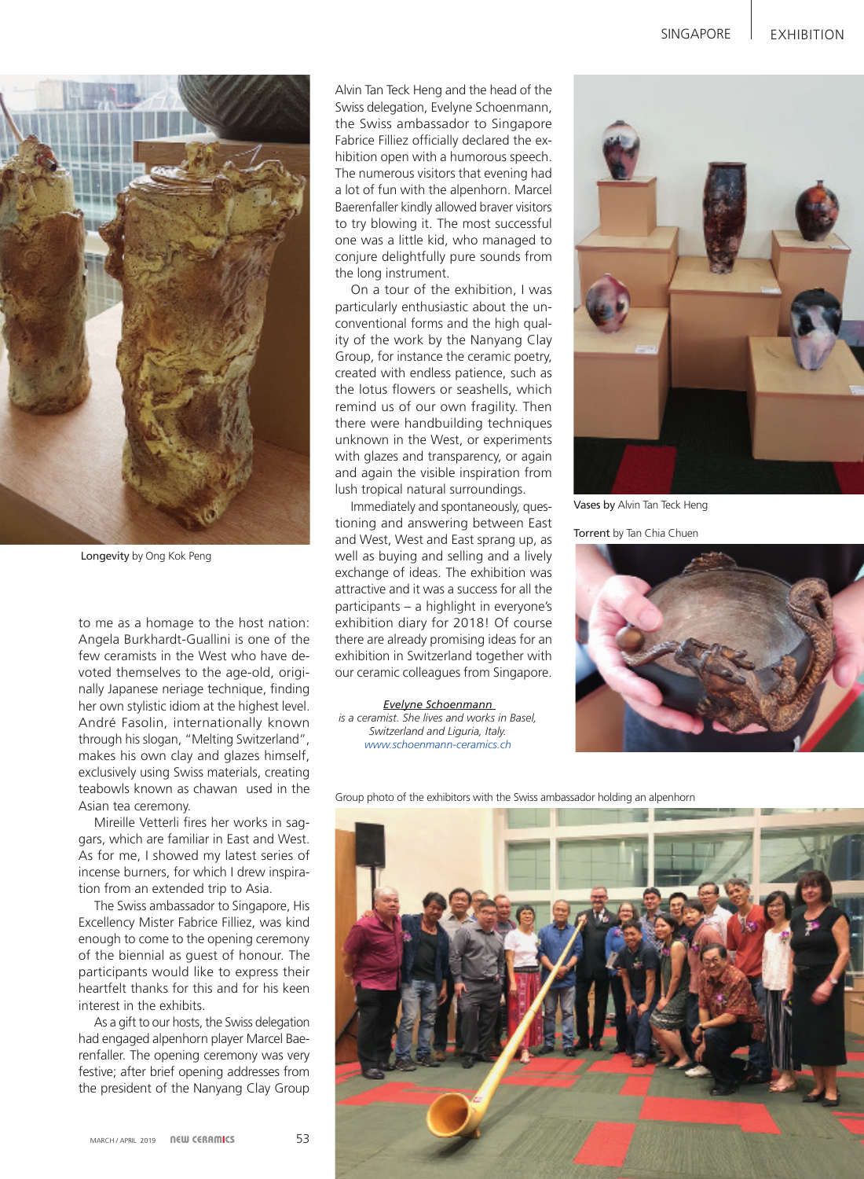Longevity by Ong Kok Peng

to me as a homage to the host nation: Angela Burkhardt-Guallini is one of the few ceramists in the West who have devoted themselves to the age-old, originally Japanese neriage technique, finding her own stylistic idiom at the highest level. André Fasolin, internationally known through his slogan, "Melting Switzerland", makes his own clay and glazes himself, exclusively using Swiss materials, creating teabowls known as chawan used in the Asian tea ceremony.

Mireille Vetterli fires her works in saggars, which are familiar in East and West. As for me, I showed my latest series of incense burners, for which I drew inspiration from an extended trip to Asia.

The Swiss ambassador to Singapore, His Excellency Mister Fabrice Filliez, was kind enough to come to the opening ceremony of the biennial as guest of honour. The participants would like to express their heartfelt thanks for this and for his keen interest in the exhibits.

As a gift to our hosts, the Swiss delegation had engaged alpenhorn player Marcel Baerenfaller. The opening ceremony was very festive; after brief opening addresses from the president of the Nanyang Clay Group Alvin Tan Teck Heng and the head of the Swiss delegation, Evelyne Schoenmann, the Swiss ambassador to Singapore Fabrice Filliez officially declared the exhibition open with a humorous speech. The numerous visitors that evening had a lot of fun with the alpenhorn. Marcel Baerenfaller kindly allowed braver visitors to try blowing it. The most successful one was a little kid, who managed to conjure delightfully pure sounds from the long instrument.

On a tour of the exhibition, I was particularly enthusiastic about the unconventional forms and the high quality of the work by the Nanyang Clay Group, for instance the ceramic poetry, created with endless patience, such as the lotus flowers or seashells, which remind us of our own fragility. Then there were handbuilding techniques unknown in the West, or experiments with glazes and transparency, or again and again the visible inspiration from lush tropical natural surroundings.

Immediately and spontaneously, questioning and answering between East and West, West and East sprang up, as well as buying and selling and a lively exchange of ideas. The exhibition was attractive and it was a success for all the participants – a highlight in everyone's exhibition diary for 2018! Of course there are already promising ideas for an exhibition in Switzerland together with our ceramic colleagues from Singapore.

*Evelyne Schoenmann*
*is a ceramist. She lives and works in Basel, Switzerland and Liguria, Italy.*
*www.schoenmann-ceramics.ch*

Vases by Alvin Tan Teck Heng

Torrent by Tan Chia Chuen

Group photo of the exhibitors with the Swiss ambassador holding an alpenhorn